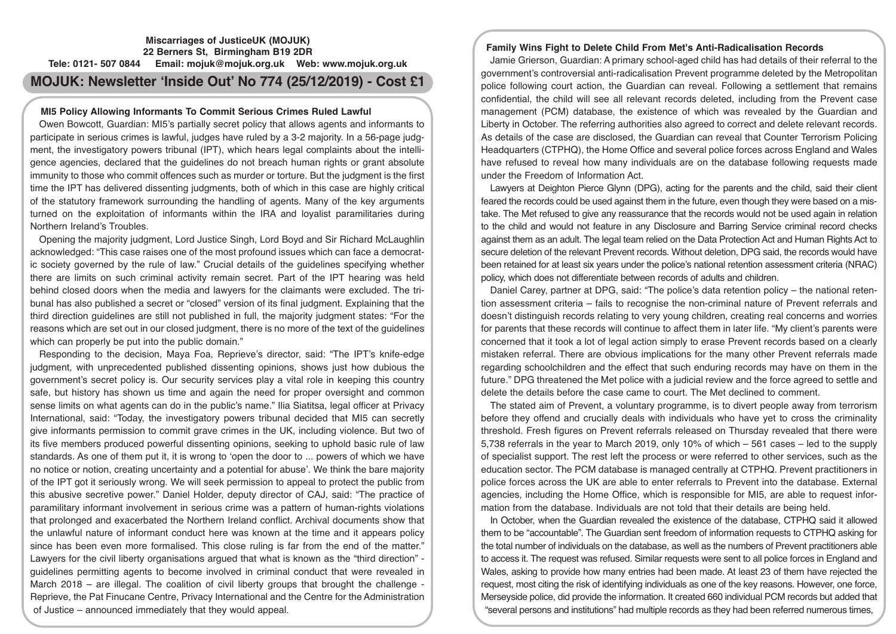**Miscarriages of JusticeUK (MOJUK)**
**22 Berners St, Birmingham B19 2DR**
**Tele: 0121- 507 0844 Email: mojuk@mojuk.org.uk Web: www.mojuk.org.uk**

# MOJUK: Newsletter 'Inside Out' No 774 (25/12/2019) - Cost £1

## MI5 Policy Allowing Informants To Commit Serious Crimes Ruled Lawful

Owen Bowcott, Guardian: MI5's partially secret policy that allows agents and informants to participate in serious crimes is lawful, judges have ruled by a 3-2 majority. In a 56-page judgment, the investigatory powers tribunal (IPT), which hears legal complaints about the intelligence agencies, declared that the guidelines do not breach human rights or grant absolute immunity to those who commit offences such as murder or torture. But the judgment is the first time the IPT has delivered dissenting judgments, both of which in this case are highly critical of the statutory framework surrounding the handling of agents. Many of the key arguments turned on the exploitation of informants within the IRA and loyalist paramilitaries during Northern Ireland's Troubles.

Opening the majority judgment, Lord Justice Singh, Lord Boyd and Sir Richard McLaughlin acknowledged: "This case raises one of the most profound issues which can face a democratic society governed by the rule of law." Crucial details of the guidelines specifying whether there are limits on such criminal activity remain secret. Part of the IPT hearing was held behind closed doors when the media and lawyers for the claimants were excluded. The tribunal has also published a secret or "closed" version of its final judgment. Explaining that the third direction guidelines are still not published in full, the majority judgment states: "For the reasons which are set out in our closed judgment, there is no more of the text of the guidelines which can properly be put into the public domain."

Responding to the decision, Maya Foa, Reprieve's director, said: "The IPT's knife-edge judgment, with unprecedented published dissenting opinions, shows just how dubious the government's secret policy is. Our security services play a vital role in keeping this country safe, but history has shown us time and again the need for proper oversight and common sense limits on what agents can do in the public's name." Ilia Siatitsa, legal officer at Privacy International, said: "Today, the investigatory powers tribunal decided that MI5 can secretly give informants permission to commit grave crimes in the UK, including violence. But two of its five members produced powerful dissenting opinions, seeking to uphold basic rule of law standards. As one of them put it, it is wrong to 'open the door to ... powers of which we have no notice or notion, creating uncertainty and a potential for abuse'. We think the bare majority of the IPT got it seriously wrong. We will seek permission to appeal to protect the public from this abusive secretive power." Daniel Holder, deputy director of CAJ, said: "The practice of paramilitary informant involvement in serious crime was a pattern of human-rights violations that prolonged and exacerbated the Northern Ireland conflict. Archival documents show that the unlawful nature of informant conduct here was known at the time and it appears policy since has been even more formalised. This close ruling is far from the end of the matter." Lawyers for the civil liberty organisations argued that what is known as the "third direction" - guidelines permitting agents to become involved in criminal conduct that were revealed in March 2018 – are illegal. The coalition of civil liberty groups that brought the challenge - Reprieve, the Pat Finucane Centre, Privacy International and the Centre for the Administration of Justice – announced immediately that they would appeal.

## Family Wins Fight to Delete Child From Met's Anti-Radicalisation Records

Jamie Grierson, Guardian: A primary school-aged child has had details of their referral to the government's controversial anti-radicalisation Prevent programme deleted by the Metropolitan police following court action, the Guardian can reveal. Following a settlement that remains confidential, the child will see all relevant records deleted, including from the Prevent case management (PCM) database, the existence of which was revealed by the Guardian and Liberty in October. The referring authorities also agreed to correct and delete relevant records. As details of the case are disclosed, the Guardian can reveal that Counter Terrorism Policing Headquarters (CTPHQ), the Home Office and several police forces across England and Wales have refused to reveal how many individuals are on the database following requests made under the Freedom of Information Act.

Lawyers at Deighton Pierce Glynn (DPG), acting for the parents and the child, said their client feared the records could be used against them in the future, even though they were based on a mistake. The Met refused to give any reassurance that the records would not be used again in relation to the child and would not feature in any Disclosure and Barring Service criminal record checks against them as an adult. The legal team relied on the Data Protection Act and Human Rights Act to secure deletion of the relevant Prevent records. Without deletion, DPG said, the records would have been retained for at least six years under the police's national retention assessment criteria (NRAC) policy, which does not differentiate between records of adults and children.

Daniel Carey, partner at DPG, said: "The police's data retention policy – the national retention assessment criteria – fails to recognise the non-criminal nature of Prevent referrals and doesn't distinguish records relating to very young children, creating real concerns and worries for parents that these records will continue to affect them in later life. "My client's parents were concerned that it took a lot of legal action simply to erase Prevent records based on a clearly mistaken referral. There are obvious implications for the many other Prevent referrals made regarding schoolchildren and the effect that such enduring records may have on them in the future." DPG threatened the Met police with a judicial review and the force agreed to settle and delete the details before the case came to court. The Met declined to comment.

The stated aim of Prevent, a voluntary programme, is to divert people away from terrorism before they offend and crucially deals with individuals who have yet to cross the criminality threshold. Fresh figures on Prevent referrals released on Thursday revealed that there were 5,738 referrals in the year to March 2019, only 10% of which – 561 cases – led to the supply of specialist support. The rest left the process or were referred to other services, such as the education sector. The PCM database is managed centrally at CTPHQ. Prevent practitioners in police forces across the UK are able to enter referrals to Prevent into the database. External agencies, including the Home Office, which is responsible for MI5, are able to request information from the database. Individuals are not told that their details are being held.

In October, when the Guardian revealed the existence of the database, CTPHQ said it allowed them to be "accountable". The Guardian sent freedom of information requests to CTPHQ asking for the total number of individuals on the database, as well as the numbers of Prevent practitioners able to access it. The request was refused. Similar requests were sent to all police forces in England and Wales, asking to provide how many entries had been made. At least 23 of them have rejected the request, most citing the risk of identifying individuals as one of the key reasons. However, one force, Merseyside police, did provide the information. It created 660 individual PCM records but added that "several persons and institutions" had multiple records as they had been referred numerous times,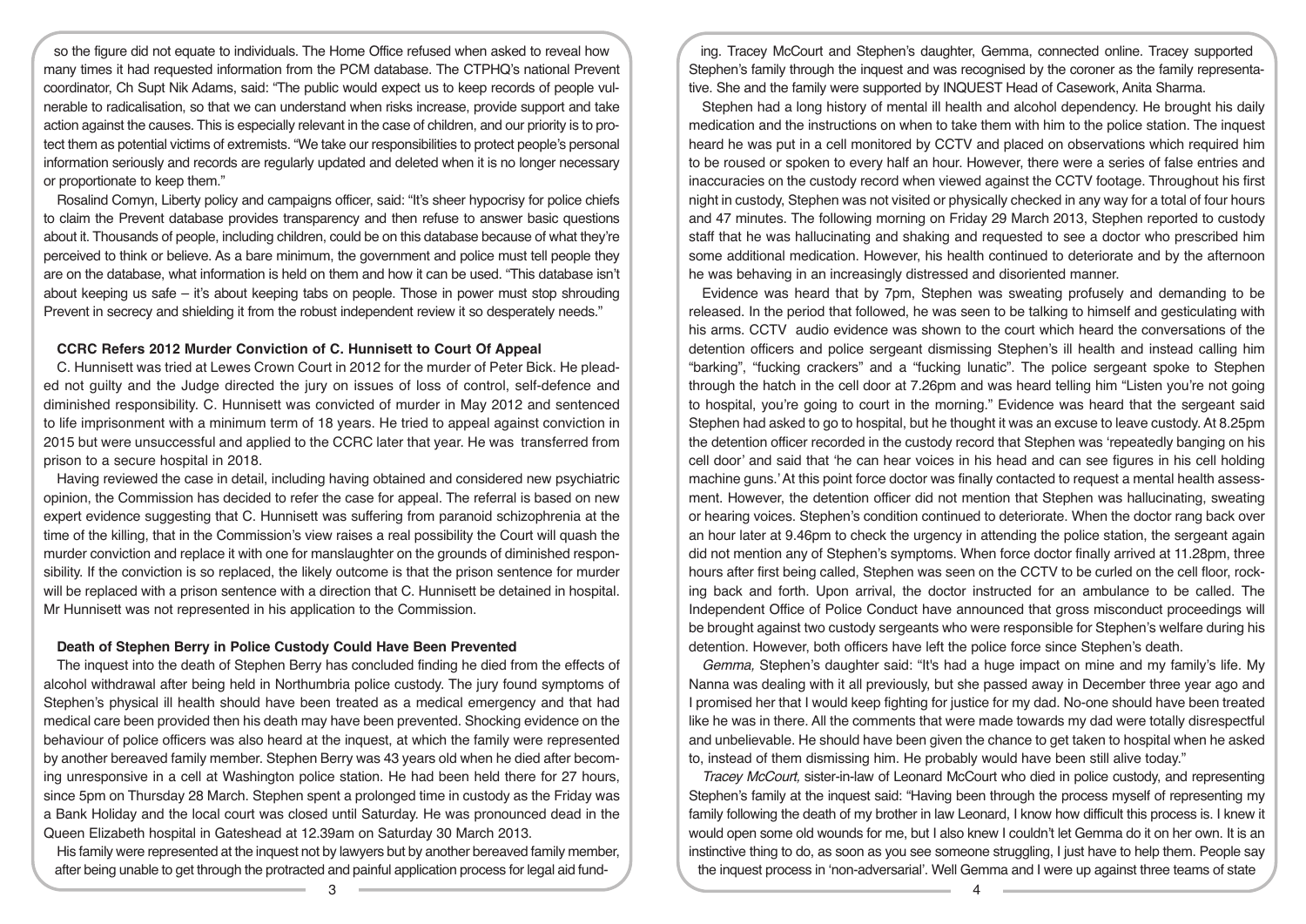so the figure did not equate to individuals. The Home Office refused when asked to reveal how many times it had requested information from the PCM database. The CTPHQ's national Prevent coordinator, Ch Supt Nik Adams, said: "The public would expect us to keep records of people vulnerable to radicalisation, so that we can understand when risks increase, provide support and take action against the causes. This is especially relevant in the case of children, and our priority is to protect them as potential victims of extremists. "We take our responsibilities to protect people's personal information seriously and records are regularly updated and deleted when it is no longer necessary or proportionate to keep them."

Rosalind Comyn, Liberty policy and campaigns officer, said: "It's sheer hypocrisy for police chiefs to claim the Prevent database provides transparency and then refuse to answer basic questions about it. Thousands of people, including children, could be on this database because of what they're perceived to think or believe. As a bare minimum, the government and police must tell people they are on the database, what information is held on them and how it can be used. "This database isn't about keeping us safe – it's about keeping tabs on people. Those in power must stop shrouding Prevent in secrecy and shielding it from the robust independent review it so desperately needs."

**CCRC Refers 2012 Murder Conviction of C. Hunnisett to Court Of Appeal**

C. Hunnisett was tried at Lewes Crown Court in 2012 for the murder of Peter Bick. He pleaded not guilty and the Judge directed the jury on issues of loss of control, self-defence and diminished responsibility. C. Hunnisett was convicted of murder in May 2012 and sentenced to life imprisonment with a minimum term of 18 years. He tried to appeal against conviction in 2015 but were unsuccessful and applied to the CCRC later that year. He was transferred from prison to a secure hospital in 2018.

Having reviewed the case in detail, including having obtained and considered new psychiatric opinion, the Commission has decided to refer the case for appeal. The referral is based on new expert evidence suggesting that C. Hunnisett was suffering from paranoid schizophrenia at the time of the killing, that in the Commission's view raises a real possibility the Court will quash the murder conviction and replace it with one for manslaughter on the grounds of diminished responsibility. If the conviction is so replaced, the likely outcome is that the prison sentence for murder will be replaced with a prison sentence with a direction that C. Hunnisett be detained in hospital. Mr Hunnisett was not represented in his application to the Commission.

**Death of Stephen Berry in Police Custody Could Have Been Prevented**

The inquest into the death of Stephen Berry has concluded finding he died from the effects of alcohol withdrawal after being held in Northumbria police custody. The jury found symptoms of Stephen's physical ill health should have been treated as a medical emergency and that had medical care been provided then his death may have been prevented. Shocking evidence on the behaviour of police officers was also heard at the inquest, at which the family were represented by another bereaved family member. Stephen Berry was 43 years old when he died after becoming unresponsive in a cell at Washington police station. He had been held there for 27 hours, since 5pm on Thursday 28 March. Stephen spent a prolonged time in custody as the Friday was a Bank Holiday and the local court was closed until Saturday. He was pronounced dead in the Queen Elizabeth hospital in Gateshead at 12.39am on Saturday 30 March 2013.

His family were represented at the inquest not by lawyers but by another bereaved family member, after being unable to get through the protracted and painful application process for legal aid funding. Tracey McCourt and Stephen's daughter, Gemma, connected online. Tracey supported Stephen's family through the inquest and was recognised by the coroner as the family representative. She and the family were supported by INQUEST Head of Casework, Anita Sharma.

Stephen had a long history of mental ill health and alcohol dependency. He brought his daily medication and the instructions on when to take them with him to the police station. The inquest heard he was put in a cell monitored by CCTV and placed on observations which required him to be roused or spoken to every half an hour. However, there were a series of false entries and inaccuracies on the custody record when viewed against the CCTV footage. Throughout his first night in custody, Stephen was not visited or physically checked in any way for a total of four hours and 47 minutes. The following morning on Friday 29 March 2013, Stephen reported to custody staff that he was hallucinating and shaking and requested to see a doctor who prescribed him some additional medication. However, his health continued to deteriorate and by the afternoon he was behaving in an increasingly distressed and disoriented manner.

Evidence was heard that by 7pm, Stephen was sweating profusely and demanding to be released. In the period that followed, he was seen to be talking to himself and gesticulating with his arms. CCTV audio evidence was shown to the court which heard the conversations of the detention officers and police sergeant dismissing Stephen's ill health and instead calling him "barking", "fucking crackers" and a "fucking lunatic". The police sergeant spoke to Stephen through the hatch in the cell door at 7.26pm and was heard telling him "Listen you're not going to hospital, you're going to court in the morning." Evidence was heard that the sergeant said Stephen had asked to go to hospital, but he thought it was an excuse to leave custody. At 8.25pm the detention officer recorded in the custody record that Stephen was 'repeatedly banging on his cell door' and said that 'he can hear voices in his head and can see figures in his cell holding machine guns.' At this point force doctor was finally contacted to request a mental health assessment. However, the detention officer did not mention that Stephen was hallucinating, sweating or hearing voices. Stephen's condition continued to deteriorate. When the doctor rang back over an hour later at 9.46pm to check the urgency in attending the police station, the sergeant again did not mention any of Stephen's symptoms. When force doctor finally arrived at 11.28pm, three hours after first being called, Stephen was seen on the CCTV to be curled on the cell floor, rocking back and forth. Upon arrival, the doctor instructed for an ambulance to be called. The Independent Office of Police Conduct have announced that gross misconduct proceedings will be brought against two custody sergeants who were responsible for Stephen's welfare during his detention. However, both officers have left the police force since Stephen's death.

*Gemma,* Stephen's daughter said: "It's had a huge impact on mine and my family's life. My Nanna was dealing with it all previously, but she passed away in December three year ago and I promised her that I would keep fighting for justice for my dad. No-one should have been treated like he was in there. All the comments that were made towards my dad were totally disrespectful and unbelievable. He should have been given the chance to get taken to hospital when he asked to, instead of them dismissing him. He probably would have been still alive today."

*Tracey McCourt,* sister-in-law of Leonard McCourt who died in police custody, and representing Stephen's family at the inquest said: "Having been through the process myself of representing my family following the death of my brother in law Leonard, I know how difficult this process is. I knew it would open some old wounds for me, but I also knew I couldn't let Gemma do it on her own. It is an instinctive thing to do, as soon as you see someone struggling, I just have to help them. People say the inquest process in 'non-adversarial'. Well Gemma and I were up against three teams of state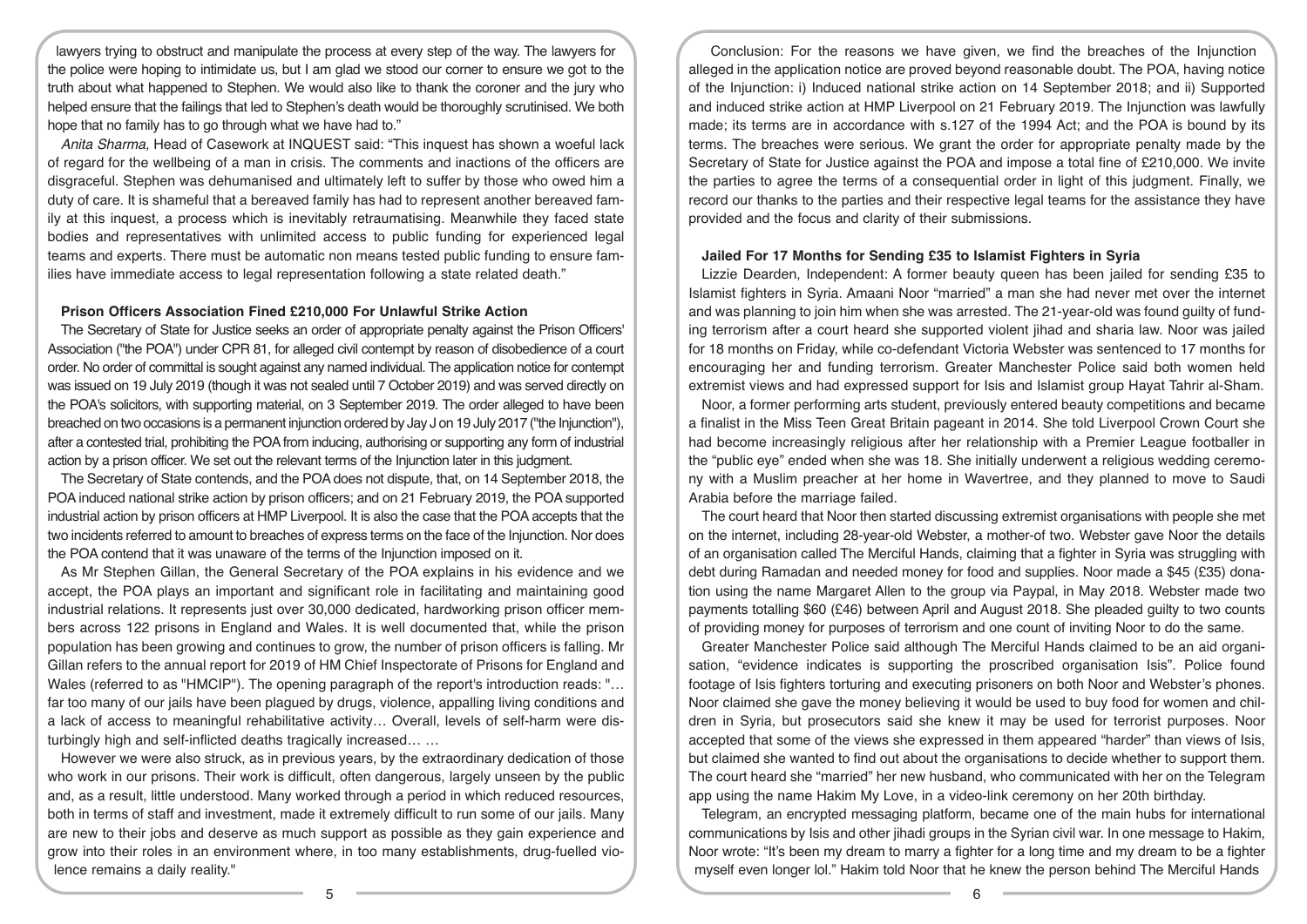lawyers trying to obstruct and manipulate the process at every step of the way. The lawyers for the police were hoping to intimidate us, but I am glad we stood our corner to ensure we got to the truth about what happened to Stephen. We would also like to thank the coroner and the jury who helped ensure that the failings that led to Stephen's death would be thoroughly scrutinised. We both hope that no family has to go through what we have had to."

*Anita Sharma,* Head of Casework at INQUEST said: "This inquest has shown a woeful lack of regard for the wellbeing of a man in crisis. The comments and inactions of the officers are disgraceful. Stephen was dehumanised and ultimately left to suffer by those who owed him a duty of care. It is shameful that a bereaved family has had to represent another bereaved family at this inquest, a process which is inevitably retraumatising. Meanwhile they faced state bodies and representatives with unlimited access to public funding for experienced legal teams and experts. There must be automatic non means tested public funding to ensure families have immediate access to legal representation following a state related death."

## Prison Officers Association Fined £210,000 For Unlawful Strike Action

The Secretary of State for Justice seeks an order of appropriate penalty against the Prison Officers' Association ("the POA") under CPR 81, for alleged civil contempt by reason of disobedience of a court order. No order of committal is sought against any named individual. The application notice for contempt was issued on 19 July 2019 (though it was not sealed until 7 October 2019) and was served directly on the POA's solicitors, with supporting material, on 3 September 2019. The order alleged to have been breached on two occasions is a permanent injunction ordered by Jay J on 19 July 2017 ("the Injunction"), after a contested trial, prohibiting the POA from inducing, authorising or supporting any form of industrial action by a prison officer. We set out the relevant terms of the Injunction later in this judgment.

The Secretary of State contends, and the POA does not dispute, that, on 14 September 2018, the POA induced national strike action by prison officers; and on 21 February 2019, the POA supported industrial action by prison officers at HMP Liverpool. It is also the case that the POA accepts that the two incidents referred to amount to breaches of express terms on the face of the Injunction. Nor does the POA contend that it was unaware of the terms of the Injunction imposed on it.

As Mr Stephen Gillan, the General Secretary of the POA explains in his evidence and we accept, the POA plays an important and significant role in facilitating and maintaining good industrial relations. It represents just over 30,000 dedicated, hardworking prison officer members across 122 prisons in England and Wales. It is well documented that, while the prison population has been growing and continues to grow, the number of prison officers is falling. Mr Gillan refers to the annual report for 2019 of HM Chief Inspectorate of Prisons for England and Wales (referred to as "HMCIP"). The opening paragraph of the report's introduction reads: "… far too many of our jails have been plagued by drugs, violence, appalling living conditions and a lack of access to meaningful rehabilitative activity… Overall, levels of self-harm were disturbingly high and self-inflicted deaths tragically increased… …

However we were also struck, as in previous years, by the extraordinary dedication of those who work in our prisons. Their work is difficult, often dangerous, largely unseen by the public and, as a result, little understood. Many worked through a period in which reduced resources, both in terms of staff and investment, made it extremely difficult to run some of our jails. Many are new to their jobs and deserve as much support as possible as they gain experience and grow into their roles in an environment where, in too many establishments, drug-fuelled violence remains a daily reality."

Conclusion: For the reasons we have given, we find the breaches of the Injunction alleged in the application notice are proved beyond reasonable doubt. The POA, having notice of the Injunction: i) Induced national strike action on 14 September 2018; and ii) Supported and induced strike action at HMP Liverpool on 21 February 2019. The Injunction was lawfully made; its terms are in accordance with s.127 of the 1994 Act; and the POA is bound by its terms. The breaches were serious. We grant the order for appropriate penalty made by the Secretary of State for Justice against the POA and impose a total fine of £210,000. We invite the parties to agree the terms of a consequential order in light of this judgment. Finally, we record our thanks to the parties and their respective legal teams for the assistance they have provided and the focus and clarity of their submissions.

## Jailed For 17 Months for Sending £35 to Islamist Fighters in Syria

Lizzie Dearden, Independent: A former beauty queen has been jailed for sending £35 to Islamist fighters in Syria. Amaani Noor "married" a man she had never met over the internet and was planning to join him when she was arrested. The 21-year-old was found guilty of funding terrorism after a court heard she supported violent jihad and sharia law. Noor was jailed for 18 months on Friday, while co-defendant Victoria Webster was sentenced to 17 months for encouraging her and funding terrorism. Greater Manchester Police said both women held extremist views and had expressed support for Isis and Islamist group Hayat Tahrir al-Sham.

Noor, a former performing arts student, previously entered beauty competitions and became a finalist in the Miss Teen Great Britain pageant in 2014. She told Liverpool Crown Court she had become increasingly religious after her relationship with a Premier League footballer in the "public eye" ended when she was 18. She initially underwent a religious wedding ceremony with a Muslim preacher at her home in Wavertree, and they planned to move to Saudi Arabia before the marriage failed.

The court heard that Noor then started discussing extremist organisations with people she met on the internet, including 28-year-old Webster, a mother-of two. Webster gave Noor the details of an organisation called The Merciful Hands, claiming that a fighter in Syria was struggling with debt during Ramadan and needed money for food and supplies. Noor made a $45 (£35) donation using the name Margaret Allen to the group via Paypal, in May 2018. Webster made two payments totalling $60 (£46) between April and August 2018. She pleaded guilty to two counts of providing money for purposes of terrorism and one count of inviting Noor to do the same.

Greater Manchester Police said although The Merciful Hands claimed to be an aid organisation, "evidence indicates is supporting the proscribed organisation Isis". Police found footage of Isis fighters torturing and executing prisoners on both Noor and Webster's phones. Noor claimed she gave the money believing it would be used to buy food for women and children in Syria, but prosecutors said she knew it may be used for terrorist purposes. Noor accepted that some of the views she expressed in them appeared "harder" than views of Isis, but claimed she wanted to find out about the organisations to decide whether to support them. The court heard she "married" her new husband, who communicated with her on the Telegram app using the name Hakim My Love, in a video-link ceremony on her 20th birthday.

Telegram, an encrypted messaging platform, became one of the main hubs for international communications by Isis and other jihadi groups in the Syrian civil war. In one message to Hakim, Noor wrote: "It's been my dream to marry a fighter for a long time and my dream to be a fighter myself even longer lol." Hakim told Noor that he knew the person behind The Merciful Hands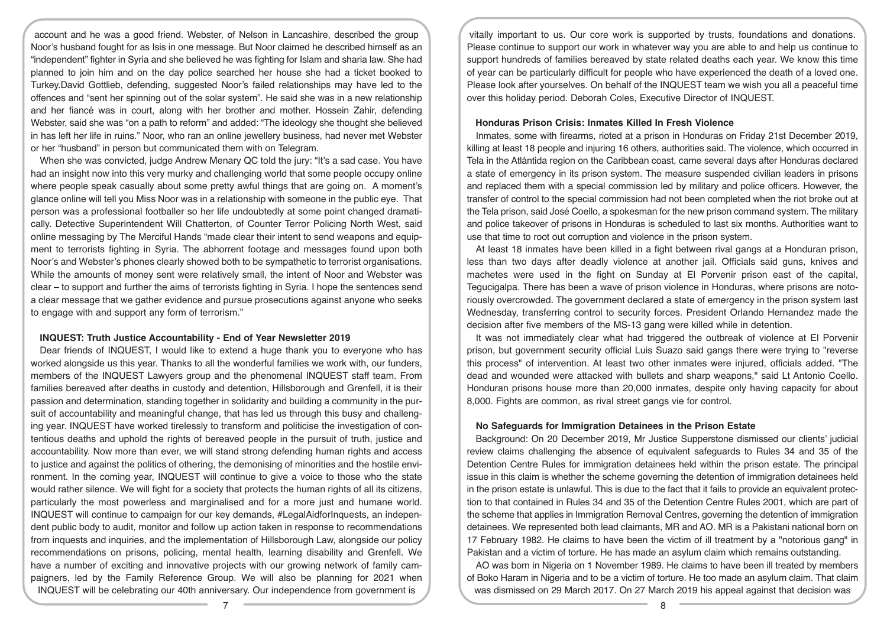account and he was a good friend. Webster, of Nelson in Lancashire, described the group Noor's husband fought for as Isis in one message. But Noor claimed he described himself as an "independent" fighter in Syria and she believed he was fighting for Islam and sharia law. She had planned to join him and on the day police searched her house she had a ticket booked to Turkey.David Gottlieb, defending, suggested Noor's failed relationships may have led to the offences and "sent her spinning out of the solar system". He said she was in a new relationship and her fiancé was in court, along with her brother and mother. Hossein Zahir, defending Webster, said she was "on a path to reform" and added: "The ideology she thought she believed in has left her life in ruins." Noor, who ran an online jewellery business, had never met Webster or her "husband" in person but communicated them with on Telegram.

When she was convicted, judge Andrew Menary QC told the jury: "It's a sad case. You have had an insight now into this very murky and challenging world that some people occupy online where people speak casually about some pretty awful things that are going on. A moment's glance online will tell you Miss Noor was in a relationship with someone in the public eye. That person was a professional footballer so her life undoubtedly at some point changed dramatically. Detective Superintendent Will Chatterton, of Counter Terror Policing North West, said online messaging by The Merciful Hands "made clear their intent to send weapons and equipment to terrorists fighting in Syria. The abhorrent footage and messages found upon both Noor's and Webster's phones clearly showed both to be sympathetic to terrorist organisations. While the amounts of money sent were relatively small, the intent of Noor and Webster was clear – to support and further the aims of terrorists fighting in Syria. I hope the sentences send a clear message that we gather evidence and pursue prosecutions against anyone who seeks to engage with and support any form of terrorism."

### INQUEST: Truth Justice Accountability - End of Year Newsletter 2019

Dear friends of INQUEST, I would like to extend a huge thank you to everyone who has worked alongside us this year. Thanks to all the wonderful families we work with, our funders, members of the INQUEST Lawyers group and the phenomenal INQUEST staff team. From families bereaved after deaths in custody and detention, Hillsborough and Grenfell, it is their passion and determination, standing together in solidarity and building a community in the pursuit of accountability and meaningful change, that has led us through this busy and challenging year. INQUEST have worked tirelessly to transform and politicise the investigation of contentious deaths and uphold the rights of bereaved people in the pursuit of truth, justice and accountability. Now more than ever, we will stand strong defending human rights and access to justice and against the politics of othering, the demonising of minorities and the hostile environment. In the coming year, INQUEST will continue to give a voice to those who the state would rather silence. We will fight for a society that protects the human rights of all its citizens, particularly the most powerless and marginalised and for a more just and humane world. INQUEST will continue to campaign for our key demands, #LegalAidforInquests, an independent public body to audit, monitor and follow up action taken in response to recommendations from inquests and inquiries, and the implementation of Hillsborough Law, alongside our policy recommendations on prisons, policing, mental health, learning disability and Grenfell. We have a number of exciting and innovative projects with our growing network of family campaigners, led by the Family Reference Group. We will also be planning for 2021 when INQUEST will be celebrating our 40th anniversary. Our independence from government is vitally important to us. Our core work is supported by trusts, foundations and donations. Please continue to support our work in whatever way you are able to and help us continue to support hundreds of families bereaved by state related deaths each year. We know this time of year can be particularly difficult for people who have experienced the death of a loved one. Please look after yourselves. On behalf of the INQUEST team we wish you all a peaceful time over this holiday period. Deborah Coles, Executive Director of INQUEST.

### Honduras Prison Crisis: Inmates Killed In Fresh Violence

Inmates, some with firearms, rioted at a prison in Honduras on Friday 21st December 2019, killing at least 18 people and injuring 16 others, authorities said. The violence, which occurred in Tela in the Atlántida region on the Caribbean coast, came several days after Honduras declared a state of emergency in its prison system. The measure suspended civilian leaders in prisons and replaced them with a special commission led by military and police officers. However, the transfer of control to the special commission had not been completed when the riot broke out at the Tela prison, said José Coello, a spokesman for the new prison command system. The military and police takeover of prisons in Honduras is scheduled to last six months. Authorities want to use that time to root out corruption and violence in the prison system.

At least 18 inmates have been killed in a fight between rival gangs at a Honduran prison, less than two days after deadly violence at another jail. Officials said guns, knives and machetes were used in the fight on Sunday at El Porvenir prison east of the capital, Tegucigalpa. There has been a wave of prison violence in Honduras, where prisons are notoriously overcrowded. The government declared a state of emergency in the prison system last Wednesday, transferring control to security forces. President Orlando Hernandez made the decision after five members of the MS-13 gang were killed while in detention.

It was not immediately clear what had triggered the outbreak of violence at El Porvenir prison, but government security official Luis Suazo said gangs there were trying to "reverse this process" of intervention. At least two other inmates were injured, officials added. "The dead and wounded were attacked with bullets and sharp weapons," said Lt Antonio Coello. Honduran prisons house more than 20,000 inmates, despite only having capacity for about 8,000. Fights are common, as rival street gangs vie for control.

### No Safeguards for Immigration Detainees in the Prison Estate

Background: On 20 December 2019, Mr Justice Supperstone dismissed our clients' judicial review claims challenging the absence of equivalent safeguards to Rules 34 and 35 of the Detention Centre Rules for immigration detainees held within the prison estate. The principal issue in this claim is whether the scheme governing the detention of immigration detainees held in the prison estate is unlawful. This is due to the fact that it fails to provide an equivalent protection to that contained in Rules 34 and 35 of the Detention Centre Rules 2001, which are part of the scheme that applies in Immigration Removal Centres, governing the detention of immigration detainees. We represented both lead claimants, MR and AO. MR is a Pakistani national born on 17 February 1982. He claims to have been the victim of ill treatment by a "notorious gang" in Pakistan and a victim of torture. He has made an asylum claim which remains outstanding.

AO was born in Nigeria on 1 November 1989. He claims to have been ill treated by members of Boko Haram in Nigeria and to be a victim of torture. He too made an asylum claim. That claim was dismissed on 29 March 2017. On 27 March 2019 his appeal against that decision was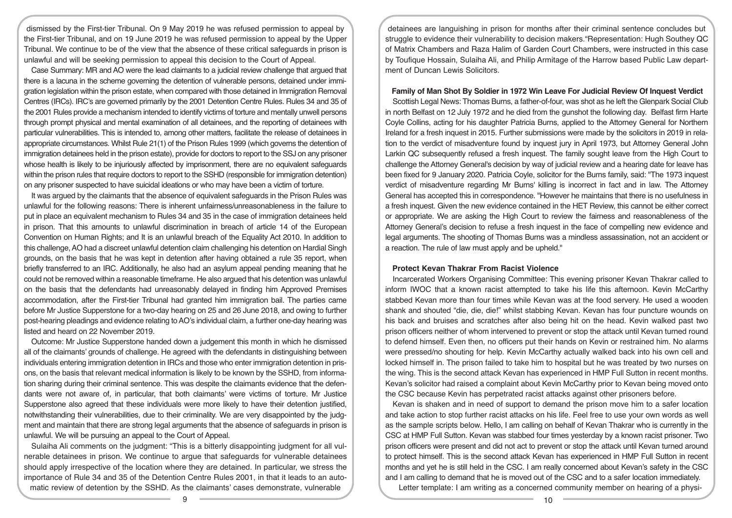dismissed by the First-tier Tribunal. On 9 May 2019 he was refused permission to appeal by the First-tier Tribunal, and on 19 June 2019 he was refused permission to appeal by the Upper Tribunal. We continue to be of the view that the absence of these critical safeguards in prison is unlawful and will be seeking permission to appeal this decision to the Court of Appeal.

Case Summary: MR and AO were the lead claimants to a judicial review challenge that argued that there is a lacuna in the scheme governing the detention of vulnerable persons, detained under immigration legislation within the prison estate, when compared with those detained in Immigration Removal Centres (IRCs). IRC's are governed primarily by the 2001 Detention Centre Rules. Rules 34 and 35 of the 2001 Rules provide a mechanism intended to identify victims of torture and mentally unwell persons through prompt physical and mental examination of all detainees, and the reporting of detainees with particular vulnerabilities. This is intended to, among other matters, facilitate the release of detainees in appropriate circumstances. Whilst Rule 21(1) of the Prison Rules 1999 (which governs the detention of immigration detainees held in the prison estate), provide for doctors to report to the SSJ on any prisoner whose health is likely to be injuriously affected by imprisonment, there are no equivalent safeguards within the prison rules that require doctors to report to the SSHD (responsible for immigration detention) on any prisoner suspected to have suicidal ideations or who may have been a victim of torture.

It was argued by the claimants that the absence of equivalent safeguards in the Prison Rules was unlawful for the following reasons: There is inherent unfairness/unreasonableness in the failure to put in place an equivalent mechanism to Rules 34 and 35 in the case of immigration detainees held in prison. That this amounts to unlawful discrimination in breach of article 14 of the European Convention on Human Rights; and It is an unlawful breach of the Equality Act 2010. In addition to this challenge, AO had a discreet unlawful detention claim challenging his detention on Hardial Singh grounds, on the basis that he was kept in detention after having obtained a rule 35 report, when briefly transferred to an IRC. Additionally, he also had an asylum appeal pending meaning that he could not be removed within a reasonable timeframe. He also argued that his detention was unlawful on the basis that the defendants had unreasonably delayed in finding him Approved Premises accommodation, after the First-tier Tribunal had granted him immigration bail. The parties came before Mr Justice Supperstone for a two-day hearing on 25 and 26 June 2018, and owing to further post-hearing pleadings and evidence relating to AO's individual claim, a further one-day hearing was listed and heard on 22 November 2019.

Outcome: Mr Justice Supperstone handed down a judgement this month in which he dismissed all of the claimants' grounds of challenge. He agreed with the defendants in distinguishing between individuals entering immigration detention in IRCs and those who enter immigration detention in prisons, on the basis that relevant medical information is likely to be known by the SSHD, from information sharing during their criminal sentence. This was despite the claimants evidence that the defendants were not aware of, in particular, that both claimants' were victims of torture. Mr Justice Supperstone also agreed that these individuals were more likely to have their detention justified, notwithstanding their vulnerabilities, due to their criminality. We are very disappointed by the judgment and maintain that there are strong legal arguments that the absence of safeguards in prison is unlawful. We will be pursuing an appeal to the Court of Appeal.

Sulaiha Ali comments on the judgment: "This is a bitterly disappointing judgment for all vulnerable detainees in prison. We continue to argue that safeguards for vulnerable detainees should apply irrespective of the location where they are detained. In particular, we stress the importance of Rule 34 and 35 of the Detention Centre Rules 2001, in that it leads to an automatic review of detention by the SSHD. As the claimants' cases demonstrate, vulnerable detainees are languishing in prison for months after their criminal sentence concludes but struggle to evidence their vulnerability to decision makers."Representation: Hugh Southey QC of Matrix Chambers and Raza Halim of Garden Court Chambers, were instructed in this case by Toufique Hossain, Sulaiha Ali, and Philip Armitage of the Harrow based Public Law department of Duncan Lewis Solicitors.

## Family of Man Shot By Soldier in 1972 Win Leave For Judicial Review Of Inquest Verdict

Scottish Legal News: Thomas Burns, a father-of-four, was shot as he left the Glenpark Social Club in north Belfast on 12 July 1972 and he died from the gunshot the following day. Belfast firm Harte Coyle Collins, acting for his daughter Patricia Burns, applied to the Attorney General for Northern Ireland for a fresh inquest in 2015. Further submissions were made by the solicitors in 2019 in relation to the verdict of misadventure found by inquest jury in April 1973, but Attorney General John Larkin QC subsequently refused a fresh inquest. The family sought leave from the High Court to challenge the Attorney General's decision by way of judicial review and a hearing date for leave has been fixed for 9 January 2020. Patricia Coyle, solicitor for the Burns family, said: "The 1973 inquest verdict of misadventure regarding Mr Burns' killing is incorrect in fact and in law. The Attorney General has accepted this in correspondence. "However he maintains that there is no usefulness in a fresh inquest. Given the new evidence contained in the HET Review, this cannot be either correct or appropriate. We are asking the High Court to review the fairness and reasonableness of the Attorney General's decision to refuse a fresh inquest in the face of compelling new evidence and legal arguments. The shooting of Thomas Burns was a mindless assassination, not an accident or a reaction. The rule of law must apply and be upheld."

## Protect Kevan Thakrar From Racist Violence

Incarcerated Workers Organising Committee: This evening prisoner Kevan Thakrar called to inform IWOC that a known racist attempted to take his life this afternoon. Kevin McCarthy stabbed Kevan more than four times while Kevan was at the food servery. He used a wooden shank and shouted "die, die, die!" whilst stabbing Kevan. Kevan has four puncture wounds on his back and bruises and scratches after also being hit on the head. Kevin walked past two prison officers neither of whom intervened to prevent or stop the attack until Kevan turned round to defend himself. Even then, no officers put their hands on Kevin or restrained him. No alarms were pressed/no shouting for help. Kevin McCarthy actually walked back into his own cell and locked himself in. The prison failed to take him to hospital but he was treated by two nurses on the wing. This is the second attack Kevan has experienced in HMP Full Sutton in recent months. Kevan's solicitor had raised a complaint about Kevin McCarthy prior to Kevan being moved onto the CSC because Kevin has perpetrated racist attacks against other prisoners before.

Kevan is shaken and in need of support to demand the prison move him to a safer location and take action to stop further racist attacks on his life. Feel free to use your own words as well as the sample scripts below. Hello, I am calling on behalf of Kevan Thakrar who is currently in the CSC at HMP Full Sutton. Kevan was stabbed four times yesterday by a known racist prisoner. Two prison officers were present and did not act to prevent or stop the attack until Kevan turned around to protect himself. This is the second attack Kevan has experienced in HMP Full Sutton in recent months and yet he is still held in the CSC. I am really concerned about Kevan's safety in the CSC and I am calling to demand that he is moved out of the CSC and to a safer location immediately.

Letter template: I am writing as a concerned community member on hearing of a physi-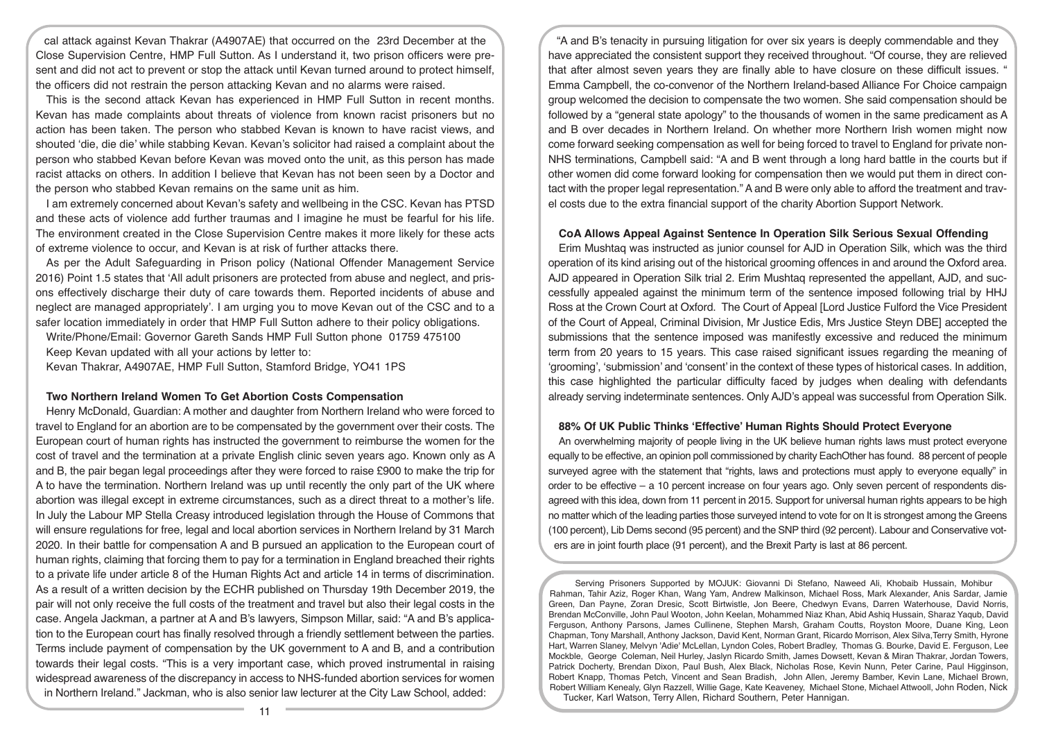cal attack against Kevan Thakrar (A4907AE) that occurred on the 23rd December at the Close Supervision Centre, HMP Full Sutton. As I understand it, two prison officers were present and did not act to prevent or stop the attack until Kevan turned around to protect himself, the officers did not restrain the person attacking Kevan and no alarms were raised.

This is the second attack Kevan has experienced in HMP Full Sutton in recent months. Kevan has made complaints about threats of violence from known racist prisoners but no action has been taken. The person who stabbed Kevan is known to have racist views, and shouted 'die, die die' while stabbing Kevan. Kevan's solicitor had raised a complaint about the person who stabbed Kevan before Kevan was moved onto the unit, as this person has made racist attacks on others. In addition I believe that Kevan has not been seen by a Doctor and the person who stabbed Kevan remains on the same unit as him.

I am extremely concerned about Kevan's safety and wellbeing in the CSC. Kevan has PTSD and these acts of violence add further traumas and I imagine he must be fearful for his life. The environment created in the Close Supervision Centre makes it more likely for these acts of extreme violence to occur, and Kevan is at risk of further attacks there.

As per the Adult Safeguarding in Prison policy (National Offender Management Service 2016) Point 1.5 states that 'All adult prisoners are protected from abuse and neglect, and prisons effectively discharge their duty of care towards them. Reported incidents of abuse and neglect are managed appropriately'. I am urging you to move Kevan out of the CSC and to a safer location immediately in order that HMP Full Sutton adhere to their policy obligations.

Write/Phone/Email: Governor Gareth Sands HMP Full Sutton phone 01759 475100

Keep Kevan updated with all your actions by letter to:

Kevan Thakrar, A4907AE, HMP Full Sutton, Stamford Bridge, YO41 1PS

**Two Northern Ireland Women To Get Abortion Costs Compensation**

Henry McDonald, Guardian: A mother and daughter from Northern Ireland who were forced to travel to England for an abortion are to be compensated by the government over their costs. The European court of human rights has instructed the government to reimburse the women for the cost of travel and the termination at a private English clinic seven years ago. Known only as A and B, the pair began legal proceedings after they were forced to raise £900 to make the trip for A to have the termination. Northern Ireland was up until recently the only part of the UK where abortion was illegal except in extreme circumstances, such as a direct threat to a mother's life. In July the Labour MP Stella Creasy introduced legislation through the House of Commons that will ensure regulations for free, legal and local abortion services in Northern Ireland by 31 March 2020. In their battle for compensation A and B pursued an application to the European court of human rights, claiming that forcing them to pay for a termination in England breached their rights to a private life under article 8 of the Human Rights Act and article 14 in terms of discrimination. As a result of a written decision by the ECHR published on Thursday 19th December 2019, the pair will not only receive the full costs of the treatment and travel but also their legal costs in the case. Angela Jackman, a partner at A and B's lawyers, Simpson Millar, said: "A and B's application to the European court has finally resolved through a friendly settlement between the parties. Terms include payment of compensation by the UK government to A and B, and a contribution towards their legal costs. "This is a very important case, which proved instrumental in raising widespread awareness of the discrepancy in access to NHS-funded abortion services for women in Northern Ireland." Jackman, who is also senior law lecturer at the City Law School, added:

"A and B's tenacity in pursuing litigation for over six years is deeply commendable and they have appreciated the consistent support they received throughout. "Of course, they are relieved that after almost seven years they are finally able to have closure on these difficult issues. " Emma Campbell, the co-convenor of the Northern Ireland-based Alliance For Choice campaign group welcomed the decision to compensate the two women. She said compensation should be followed by a "general state apology" to the thousands of women in the same predicament as A and B over decades in Northern Ireland. On whether more Northern Irish women might now come forward seeking compensation as well for being forced to travel to England for private non-NHS terminations, Campbell said: "A and B went through a long hard battle in the courts but if other women did come forward looking for compensation then we would put them in direct contact with the proper legal representation." A and B were only able to afford the treatment and travel costs due to the extra financial support of the charity Abortion Support Network.

**CoA Allows Appeal Against Sentence In Operation Silk Serious Sexual Offending**

Erim Mushtaq was instructed as junior counsel for AJD in Operation Silk, which was the third operation of its kind arising out of the historical grooming offences in and around the Oxford area. AJD appeared in Operation Silk trial 2. Erim Mushtaq represented the appellant, AJD, and successfully appealed against the minimum term of the sentence imposed following trial by HHJ Ross at the Crown Court at Oxford. The Court of Appeal [Lord Justice Fulford the Vice President of the Court of Appeal, Criminal Division, Mr Justice Edis, Mrs Justice Steyn DBE] accepted the submissions that the sentence imposed was manifestly excessive and reduced the minimum term from 20 years to 15 years. This case raised significant issues regarding the meaning of 'grooming', 'submission' and 'consent' in the context of these types of historical cases. In addition, this case highlighted the particular difficulty faced by judges when dealing with defendants already serving indeterminate sentences. Only AJD's appeal was successful from Operation Silk.

**88% Of UK Public Thinks 'Effective' Human Rights Should Protect Everyone**

An overwhelming majority of people living in the UK believe human rights laws must protect everyone equally to be effective, an opinion poll commissioned by charity EachOther has found. 88 percent of people surveyed agree with the statement that "rights, laws and protections must apply to everyone equally" in order to be effective – a 10 percent increase on four years ago. Only seven percent of respondents disagreed with this idea, down from 11 percent in 2015. Support for universal human rights appears to be high no matter which of the leading parties those surveyed intend to vote for on It is strongest among the Greens (100 percent), Lib Dems second (95 percent) and the SNP third (92 percent). Labour and Conservative voters are in joint fourth place (91 percent), and the Brexit Party is last at 86 percent.

Serving Prisoners Supported by MOJUK: Giovanni Di Stefano, Naweed Ali, Khobaib Hussain, Mohibur Rahman, Tahir Aziz, Roger Khan, Wang Yam, Andrew Malkinson, Michael Ross, Mark Alexander, Anis Sardar, Jamie Green, Dan Payne, Zoran Dresic, Scott Birtwistle, Jon Beere, Chedwyn Evans, Darren Waterhouse, David Norris, Brendan McConville, John Paul Wooton, John Keelan, Mohammed Niaz Khan, Abid Ashiq Hussain, Sharaz Yaqub, David Ferguson, Anthony Parsons, James Cullinene, Stephen Marsh, Graham Coutts, Royston Moore, Duane King, Leon Chapman, Tony Marshall, Anthony Jackson, David Kent, Norman Grant, Ricardo Morrison, Alex Silva,Terry Smith, Hyrone Hart, Warren Slaney, Melvyn 'Adie' McLellan, Lyndon Coles, Robert Bradley, Thomas G. Bourke, David E. Ferguson, Lee Mockble, George Coleman, Neil Hurley, Jaslyn Ricardo Smith, James Dowsett, Kevan & Miran Thakrar, Jordan Towers, Patrick Docherty, Brendan Dixon, Paul Bush, Alex Black, Nicholas Rose, Kevin Nunn, Peter Carine, Paul Higginson, Robert Knapp, Thomas Petch, Vincent and Sean Bradish, John Allen, Jeremy Bamber, Kevin Lane, Michael Brown, Robert William Kenealy, Glyn Razzell, Willie Gage, Kate Keaveney, Michael Stone, Michael Attwooll, John Roden, Nick Tucker, Karl Watson, Terry Allen, Richard Southern, Peter Hannigan.